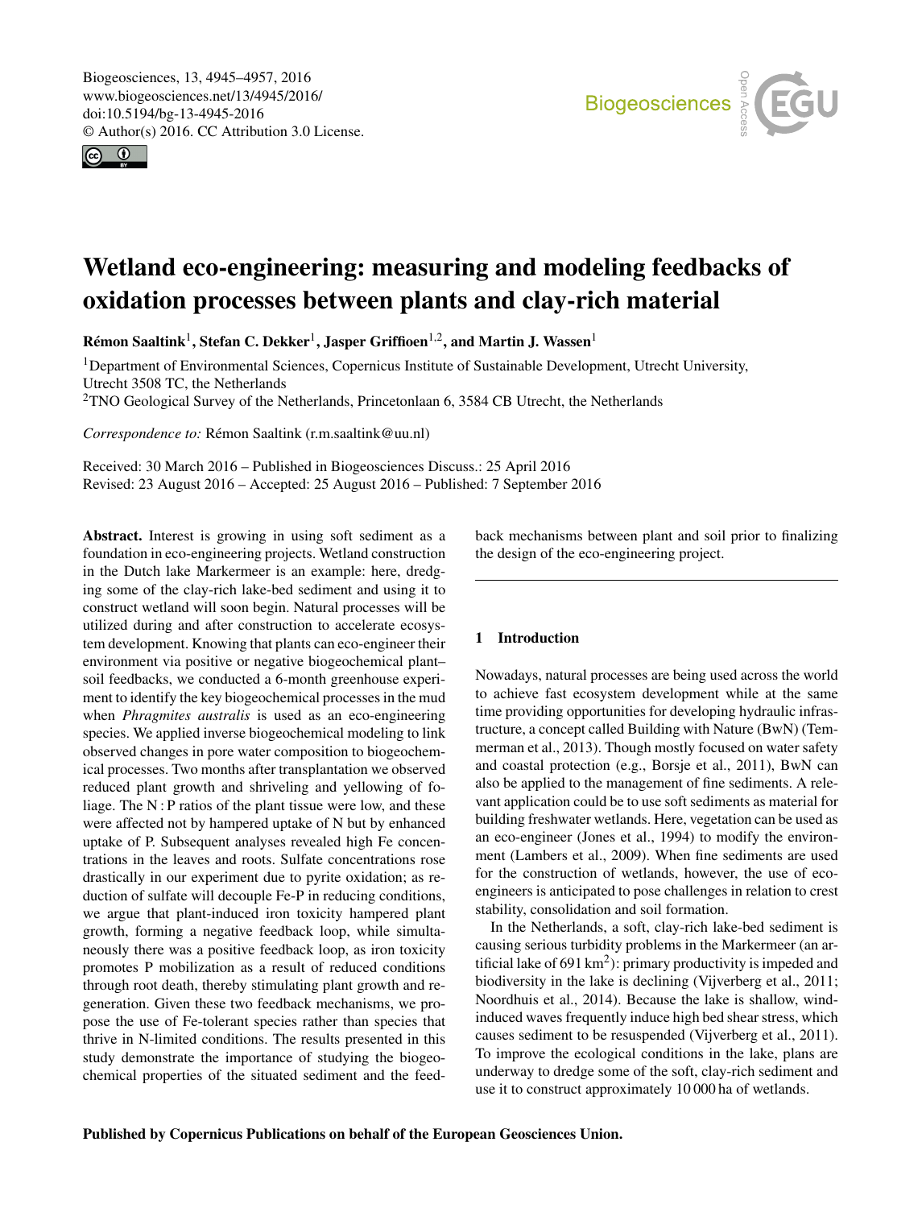# Wetland eco-engineering: measuring and modeling feedbacks of oxidation processes between plants and clay-rich material

**Rémon Saaltink[1], Stefan C. Dekker[1], Jasper Griffioen[1,2], and Martin J. Wassen[1]**

[1]Department of Environmental Sciences, Copernicus Institute of Sustainable Development, Utrecht University, Utrecht 3508 TC, the Netherlands
[2]TNO Geological Survey of the Netherlands, Princetonlaan 6, 3584 CB Utrecht, the Netherlands

*Correspondence to:* Rémon Saaltink (r.m.saaltink@uu.nl)

Received: 30 March 2016 – Published in Biogeosciences Discuss.: 25 April 2016
Revised: 23 August 2016 – Accepted: 25 August 2016 – Published: 7 September 2016

**Abstract.** Interest is growing in using soft sediment as a foundation in eco-engineering projects. Wetland construction in the Dutch lake Markermeer is an example: here, dredging some of the clay-rich lake-bed sediment and using it to construct wetland will soon begin. Natural processes will be utilized during and after construction to accelerate ecosystem development. Knowing that plants can eco-engineer their environment via positive or negative biogeochemical plant–soil feedbacks, we conducted a 6-month greenhouse experiment to identify the key biogeochemical processes in the mud when *Phragmites australis* is used as an eco-engineering species. We applied inverse biogeochemical modeling to link observed changes in pore water composition to biogeochemical processes. Two months after transplantation we observed reduced plant growth and shriveling and yellowing of foliage. The N : P ratios of the plant tissue were low, and these were affected not by hampered uptake of N but by enhanced uptake of P. Subsequent analyses revealed high Fe concentrations in the leaves and roots. Sulfate concentrations rose drastically in our experiment due to pyrite oxidation; as reduction of sulfate will decouple Fe-P in reducing conditions, we argue that plant-induced iron toxicity hampered plant growth, forming a negative feedback loop, while simultaneously there was a positive feedback loop, as iron toxicity promotes P mobilization as a result of reduced conditions through root death, thereby stimulating plant growth and regeneration. Given these two feedback mechanisms, we propose the use of Fe-tolerant species rather than species that thrive in N-limited conditions. The results presented in this study demonstrate the importance of studying the biogeochemical properties of the situated sediment and the feedback mechanisms between plant and soil prior to finalizing the design of the eco-engineering project.

## 1 Introduction

Nowadays, natural processes are being used across the world to achieve fast ecosystem development while at the same time providing opportunities for developing hydraulic infrastructure, a concept called Building with Nature (BwN) (Temmerman et al., 2013). Though mostly focused on water safety and coastal protection (e.g., Borsje et al., 2011), BwN can also be applied to the management of fine sediments. A relevant application could be to use soft sediments as material for building freshwater wetlands. Here, vegetation can be used as an eco-engineer (Jones et al., 1994) to modify the environment (Lambers et al., 2009). When fine sediments are used for the construction of wetlands, however, the use of eco-engineers is anticipated to pose challenges in relation to crest stability, consolidation and soil formation.

In the Netherlands, a soft, clay-rich lake-bed sediment is causing serious turbidity problems in the Markermeer (an artificial lake of 691 km$^2$): primary productivity is impeded and biodiversity in the lake is declining (Vijverberg et al., 2011; Noordhuis et al., 2014). Because the lake is shallow, wind-induced waves frequently induce high bed shear stress, which causes sediment to be resuspended (Vijverberg et al., 2011). To improve the ecological conditions in the lake, plans are underway to dredge some of the soft, clay-rich sediment and use it to construct approximately 10 000 ha of wetlands.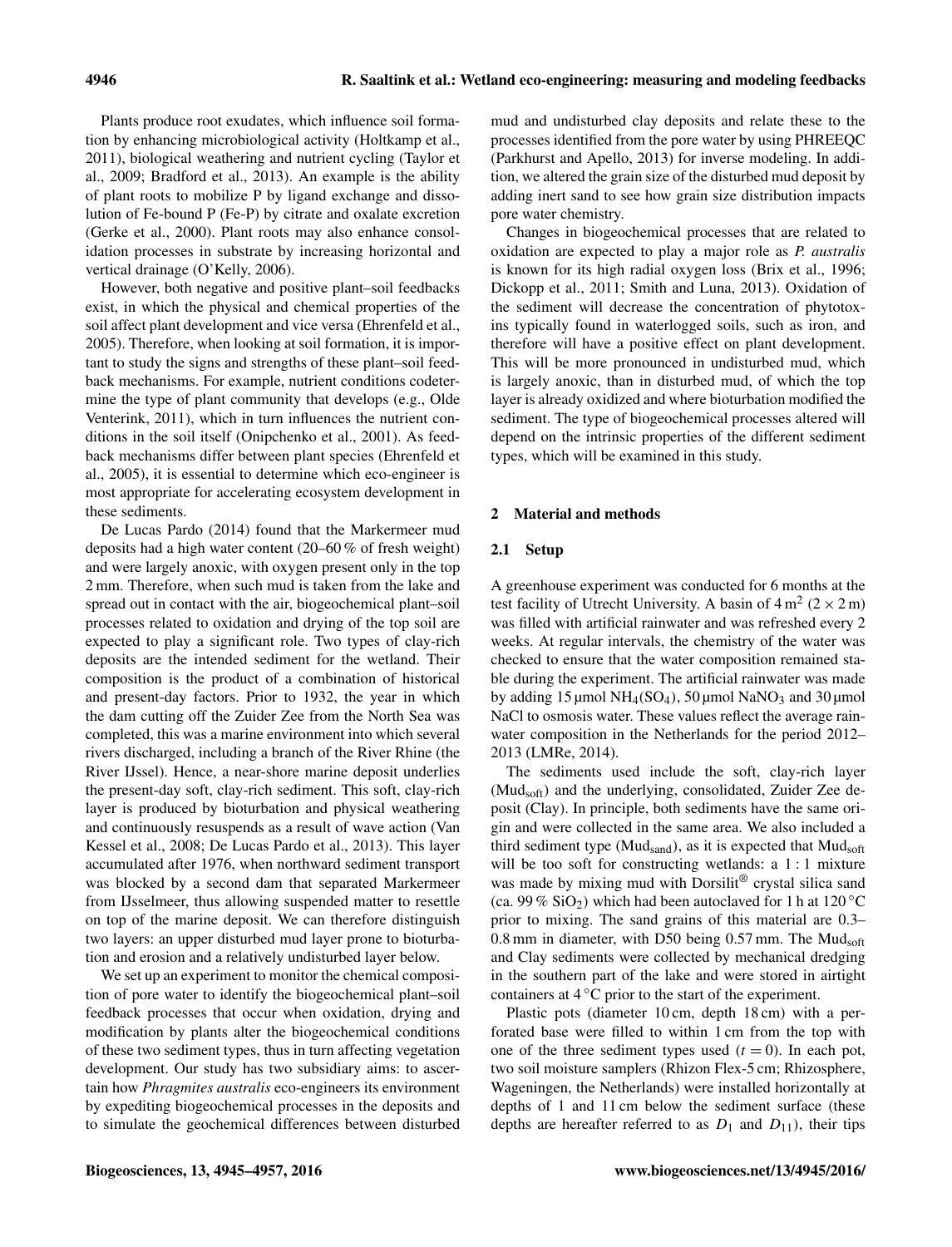Plants produce root exudates, which influence soil formation by enhancing microbiological activity (Holtkamp et al., 2011), biological weathering and nutrient cycling (Taylor et al., 2009; Bradford et al., 2013). An example is the ability of plant roots to mobilize P by ligand exchange and dissolution of Fe-bound P (Fe-P) by citrate and oxalate excretion (Gerke et al., 2000). Plant roots may also enhance consolidation processes in substrate by increasing horizontal and vertical drainage (O'Kelly, 2006).

However, both negative and positive plant–soil feedbacks exist, in which the physical and chemical properties of the soil affect plant development and vice versa (Ehrenfeld et al., 2005). Therefore, when looking at soil formation, it is important to study the signs and strengths of these plant–soil feedback mechanisms. For example, nutrient conditions codetermine the type of plant community that develops (e.g., Olde Venterink, 2011), which in turn influences the nutrient conditions in the soil itself (Onipchenko et al., 2001). As feedback mechanisms differ between plant species (Ehrenfeld et al., 2005), it is essential to determine which eco-engineer is most appropriate for accelerating ecosystem development in these sediments.

De Lucas Pardo (2014) found that the Markermeer mud deposits had a high water content (20–60 % of fresh weight) and were largely anoxic, with oxygen present only in the top 2 mm. Therefore, when such mud is taken from the lake and spread out in contact with the air, biogeochemical plant–soil processes related to oxidation and drying of the top soil are expected to play a significant role. Two types of clay-rich deposits are the intended sediment for the wetland. Their composition is the product of a combination of historical and present-day factors. Prior to 1932, the year in which the dam cutting off the Zuider Zee from the North Sea was completed, this was a marine environment into which several rivers discharged, including a branch of the River Rhine (the River IJssel). Hence, a near-shore marine deposit underlies the present-day soft, clay-rich sediment. This soft, clay-rich layer is produced by bioturbation and physical weathering and continuously resuspends as a result of wave action (Van Kessel et al., 2008; De Lucas Pardo et al., 2013). This layer accumulated after 1976, when northward sediment transport was blocked by a second dam that separated Markermeer from IJsselmeer, thus allowing suspended matter to resettle on top of the marine deposit. We can therefore distinguish two layers: an upper disturbed mud layer prone to bioturbation and erosion and a relatively undisturbed layer below.

We set up an experiment to monitor the chemical composition of pore water to identify the biogeochemical plant–soil feedback processes that occur when oxidation, drying and modification by plants alter the biogeochemical conditions of these two sediment types, thus in turn affecting vegetation development. Our study has two subsidiary aims: to ascertain how *Phragmites australis* eco-engineers its environment by expediting biogeochemical processes in the deposits and to simulate the geochemical differences between disturbed mud and undisturbed clay deposits and relate these to the processes identified from the pore water by using PHREEQC (Parkhurst and Apello, 2013) for inverse modeling. In addition, we altered the grain size of the disturbed mud deposit by adding inert sand to see how grain size distribution impacts pore water chemistry.

Changes in biogeochemical processes that are related to oxidation are expected to play a major role as *P. australis* is known for its high radial oxygen loss (Brix et al., 1996; Dickopp et al., 2011; Smith and Luna, 2013). Oxidation of the sediment will decrease the concentration of phytotoxins typically found in waterlogged soils, such as iron, and therefore will have a positive effect on plant development. This will be more pronounced in undisturbed mud, which is largely anoxic, than in disturbed mud, of which the top layer is already oxidized and where bioturbation modified the sediment. The type of biogeochemical processes altered will depend on the intrinsic properties of the different sediment types, which will be examined in this study.

## 2 Material and methods

### 2.1 Setup

A greenhouse experiment was conducted for 6 months at the test facility of Utrecht University. A basin of 4 $m^2$ (2 × 2 m) was filled with artificial rainwater and was refreshed every 2 weeks. At regular intervals, the chemistry of the water was checked to ensure that the water composition remained stable during the experiment. The artificial rainwater was made by adding 15 µmol $NH_4(SO_4)$, 50 µmol $NaNO_3$ and 30 µmol NaCl to osmosis water. These values reflect the average rainwater composition in the Netherlands for the period 2012–2013 (LMRe, 2014).

The sediments used include the soft, clay-rich layer ($Mud_{soft}$) and the underlying, consolidated, Zuider Zee deposit (Clay). In principle, both sediments have the same origin and were collected in the same area. We also included a third sediment type ($Mud_{sand}$), as it is expected that $Mud_{soft}$ will be too soft for constructing wetlands: a 1 : 1 mixture was made by mixing mud with Dorsilit® crystal silica sand (ca. 99 % $SiO_2$) which had been autoclaved for 1 h at 120 °C prior to mixing. The sand grains of this material are 0.3–0.8 mm in diameter, with D50 being 0.57 mm. The $Mud_{soft}$ and Clay sediments were collected by mechanical dredging in the southern part of the lake and were stored in airtight containers at 4 °C prior to the start of the experiment.

Plastic pots (diameter 10 cm, depth 18 cm) with a perforated base were filled to within 1 cm from the top with one of the three sediment types used ($t = 0$). In each pot, two soil moisture samplers (Rhizon Flex-5 cm; Rhizosphere, Wageningen, the Netherlands) were installed horizontally at depths of 1 and 11 cm below the sediment surface (these depths are hereafter referred to as $D_1$ and $D_{11}$), their tips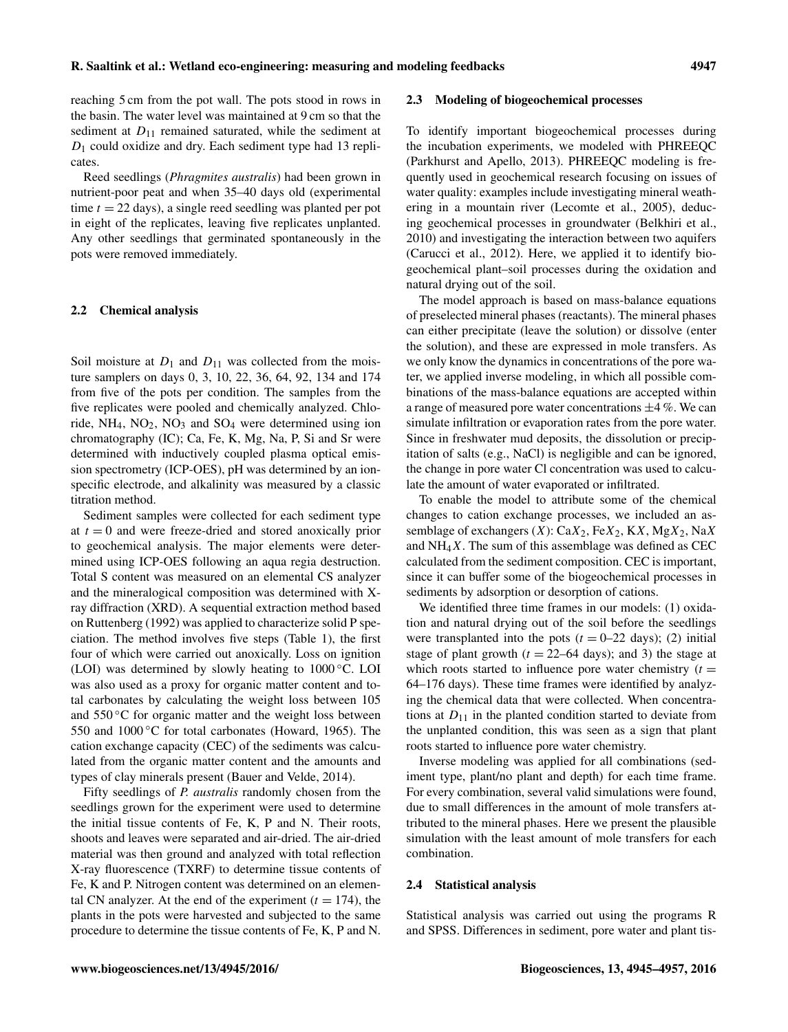reaching 5 cm from the pot wall. The pots stood in rows in the basin. The water level was maintained at 9 cm so that the sediment at $D_{11}$ remained saturated, while the sediment at $D_1$ could oxidize and dry. Each sediment type had 13 replicates.

Reed seedlings (*Phragmites australis*) had been grown in nutrient-poor peat and when 35–40 days old (experimental time $t = 22$ days), a single reed seedling was planted per pot in eight of the replicates, leaving five replicates unplanted. Any other seedlings that germinated spontaneously in the pots were removed immediately.

### 2.2 Chemical analysis

Soil moisture at $D_1$ and $D_{11}$ was collected from the moisture samplers on days 0, 3, 10, 22, 36, 64, 92, 134 and 174 from five of the pots per condition. The samples from the five replicates were pooled and chemically analyzed. Chloride, $NH_4$, $NO_2$, $NO_3$ and $SO_4$ were determined using ion chromatography (IC); Ca, Fe, K, Mg, Na, P, Si and Sr were determined with inductively coupled plasma optical emission spectrometry (ICP-OES), pH was determined by an ion-specific electrode, and alkalinity was measured by a classic titration method.

Sediment samples were collected for each sediment type at $t = 0$ and were freeze-dried and stored anoxically prior to geochemical analysis. The major elements were determined using ICP-OES following an aqua regia destruction. Total S content was measured on an elemental CS analyzer and the mineralogical composition was determined with X-ray diffraction (XRD). A sequential extraction method based on Ruttenberg (1992) was applied to characterize solid P speciation. The method involves five steps (Table 1), the first four of which were carried out anoxically. Loss on ignition (LOI) was determined by slowly heating to 1000 °C. LOI was also used as a proxy for organic matter content and total carbonates by calculating the weight loss between 105 and 550 °C for organic matter and the weight loss between 550 and 1000 °C for total carbonates (Howard, 1965). The cation exchange capacity (CEC) of the sediments was calculated from the organic matter content and the amounts and types of clay minerals present (Bauer and Velde, 2014).

Fifty seedlings of *P. australis* randomly chosen from the seedlings grown for the experiment were used to determine the initial tissue contents of Fe, K, P and N. Their roots, shoots and leaves were separated and air-dried. The air-dried material was then ground and analyzed with total reflection X-ray fluorescence (TXRF) to determine tissue contents of Fe, K and P. Nitrogen content was determined on an elemental CN analyzer. At the end of the experiment ($t = 174$), the plants in the pots were harvested and subjected to the same procedure to determine the tissue contents of Fe, K, P and N.

### 2.3 Modeling of biogeochemical processes

To identify important biogeochemical processes during the incubation experiments, we modeled with PHREEQC (Parkhurst and Apello, 2013). PHREEQC modeling is frequently used in geochemical research focusing on issues of water quality: examples include investigating mineral weathering in a mountain river (Lecomte et al., 2005), deducing geochemical processes in groundwater (Belkhiri et al., 2010) and investigating the interaction between two aquifers (Carucci et al., 2012). Here, we applied it to identify biogeochemical plant–soil processes during the oxidation and natural drying out of the soil.

The model approach is based on mass-balance equations of preselected mineral phases (reactants). The mineral phases can either precipitate (leave the solution) or dissolve (enter the solution), and these are expressed in mole transfers. As we only know the dynamics in concentrations of the pore water, we applied inverse modeling, in which all possible combinations of the mass-balance equations are accepted within a range of measured pore water concentrations ±4 %. We can simulate infiltration or evaporation rates from the pore water. Since in freshwater mud deposits, the dissolution or precipitation of salts (e.g., NaCl) is negligible and can be ignored, the change in pore water Cl concentration was used to calculate the amount of water evaporated or infiltrated.

To enable the model to attribute some of the chemical changes to cation exchange processes, we included an assemblage of exchangers ($X$): $CaX_2$, $FeX_2$, $KX$, $MgX_2$, $NaX$ and $NH_4X$. The sum of this assemblage was defined as CEC calculated from the sediment composition. CEC is important, since it can buffer some of the biogeochemical processes in sediments by adsorption or desorption of cations.

We identified three time frames in our models: (1) oxidation and natural drying out of the soil before the seedlings were transplanted into the pots ($t = 0$–22 days); (2) initial stage of plant growth ($t = 22$–64 days); and 3) the stage at which roots started to influence pore water chemistry ($t = 64$–176 days). These time frames were identified by analyzing the chemical data that were collected. When concentrations at $D_{11}$ in the planted condition started to deviate from the unplanted condition, this was seen as a sign that plant roots started to influence pore water chemistry.

Inverse modeling was applied for all combinations (sediment type, plant/no plant and depth) for each time frame. For every combination, several valid simulations were found, due to small differences in the amount of mole transfers attributed to the mineral phases. Here we present the plausible simulation with the least amount of mole transfers for each combination.

### 2.4 Statistical analysis

Statistical analysis was carried out using the programs R and SPSS. Differences in sediment, pore water and plant tis-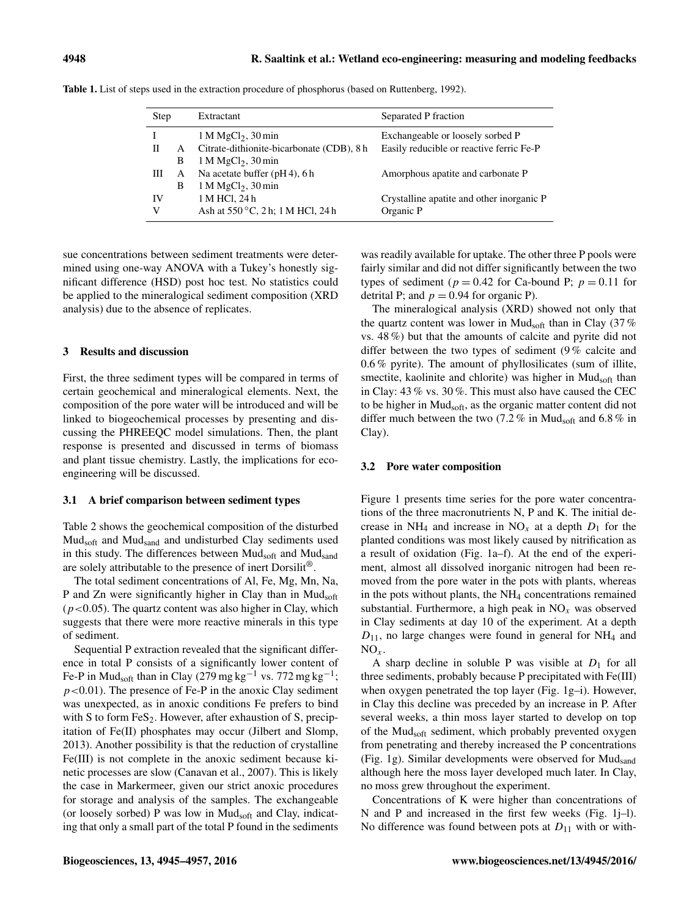Table 1. List of steps used in the extraction procedure of phosphorus (based on Ruttenberg, 1992).

| Step | | Extractant | Separated P fraction |
|---|---|---|---|
| I | | 1 M $MgCl_2$, 30 min | Exchangeable or loosely sorbed P |
| II | A | Citrate-dithionite-bicarbonate (CDB), 8 h | Easily reducible or reactive ferric Fe-P |
| | B | 1 M $MgCl_2$, 30 min | |
| III | A | Na acetate buffer (pH 4), 6 h | Amorphous apatite and carbonate P |
| | B | 1 M $MgCl_2$, 30 min | |
| IV | | 1 M HCl, 24 h | Crystalline apatite and other inorganic P |
| V | | Ash at 550 °C, 2 h; 1 M HCl, 24 h | Organic P |

sue concentrations between sediment treatments were determined using one-way ANOVA with a Tukey's honestly significant difference (HSD) post hoc test. No statistics could be applied to the mineralogical sediment composition (XRD analysis) due to the absence of replicates.

## 3 Results and discussion

First, the three sediment types will be compared in terms of certain geochemical and mineralogical elements. Next, the composition of the pore water will be introduced and will be linked to biogeochemical processes by presenting and discussing the PHREEQC model simulations. Then, the plant response is presented and discussed in terms of biomass and plant tissue chemistry. Lastly, the implications for eco-engineering will be discussed.

### 3.1 A brief comparison between sediment types

Table 2 shows the geochemical composition of the disturbed $Mud_{soft}$ and $Mud_{sand}$ and undisturbed Clay sediments used in this study. The differences between $Mud_{soft}$ and $Mud_{sand}$ are solely attributable to the presence of inert Dorsilit®.

The total sediment concentrations of Al, Fe, Mg, Mn, Na, P and Zn were significantly higher in Clay than in $Mud_{soft}$ ($p<0.05$). The quartz content was also higher in Clay, which suggests that there were more reactive minerals in this type of sediment.

Sequential P extraction revealed that the significant difference in total P consists of a significantly lower content of Fe-P in $Mud_{soft}$ than in Clay (279 mg $kg^{-1}$ vs. 772 mg $kg^{-1}$; $p<0.01$). The presence of Fe-P in the anoxic Clay sediment was unexpected, as in anoxic conditions Fe prefers to bind with S to form $FeS_2$. However, after exhaustion of S, precipitation of Fe(II) phosphates may occur (Jilbert and Slomp, 2013). Another possibility is that the reduction of crystalline Fe(III) is not complete in the anoxic sediment because kinetic processes are slow (Canavan et al., 2007). This is likely the case in Markermeer, given our strict anoxic procedures for storage and analysis of the samples. The exchangeable (or loosely sorbed) P was low in $Mud_{soft}$ and Clay, indicating that only a small part of the total P found in the sediments was readily available for uptake. The other three P pools were fairly similar and did not differ significantly between the two types of sediment ($p=0.42$ for Ca-bound P; $p=0.11$ for detrital P; and $p=0.94$ for organic P).

The mineralogical analysis (XRD) showed not only that the quartz content was lower in $Mud_{soft}$ than in Clay (37 % vs. 48 %) but that the amounts of calcite and pyrite did not differ between the two types of sediment (9 % calcite and 0.6 % pyrite). The amount of phyllosilicates (sum of illite, smectite, kaolinite and chlorite) was higher in $Mud_{soft}$ than in Clay: 43 % vs. 30 %. This must also have caused the CEC to be higher in $Mud_{soft}$, as the organic matter content did not differ much between the two (7.2 % in $Mud_{soft}$ and 6.8 % in Clay).

### 3.2 Pore water composition

Figure 1 presents time series for the pore water concentrations of the three macronutrients N, P and K. The initial decrease in $NH_4$ and increase in $NO_x$ at a depth $D_1$ for the planted conditions was most likely caused by nitrification as a result of oxidation (Fig. 1a–f). At the end of the experiment, almost all dissolved inorganic nitrogen had been removed from the pore water in the pots with plants, whereas in the pots without plants, the $NH_4$ concentrations remained substantial. Furthermore, a high peak in $NO_x$ was observed in Clay sediments at day 10 of the experiment. At a depth $D_{11}$, no large changes were found in general for $NH_4$ and $NO_x$.

A sharp decline in soluble P was visible at $D_1$ for all three sediments, probably because P precipitated with Fe(III) when oxygen penetrated the top layer (Fig. 1g–i). However, in Clay this decline was preceded by an increase in P. After several weeks, a thin moss layer started to develop on top of the $Mud_{soft}$ sediment, which probably prevented oxygen from penetrating and thereby increased the P concentrations (Fig. 1g). Similar developments were observed for $Mud_{sand}$ although here the moss layer developed much later. In Clay, no moss grew throughout the experiment.

Concentrations of K were higher than concentrations of N and P and increased in the first few weeks (Fig. 1j–l). No difference was found between pots at $D_{11}$ with or with-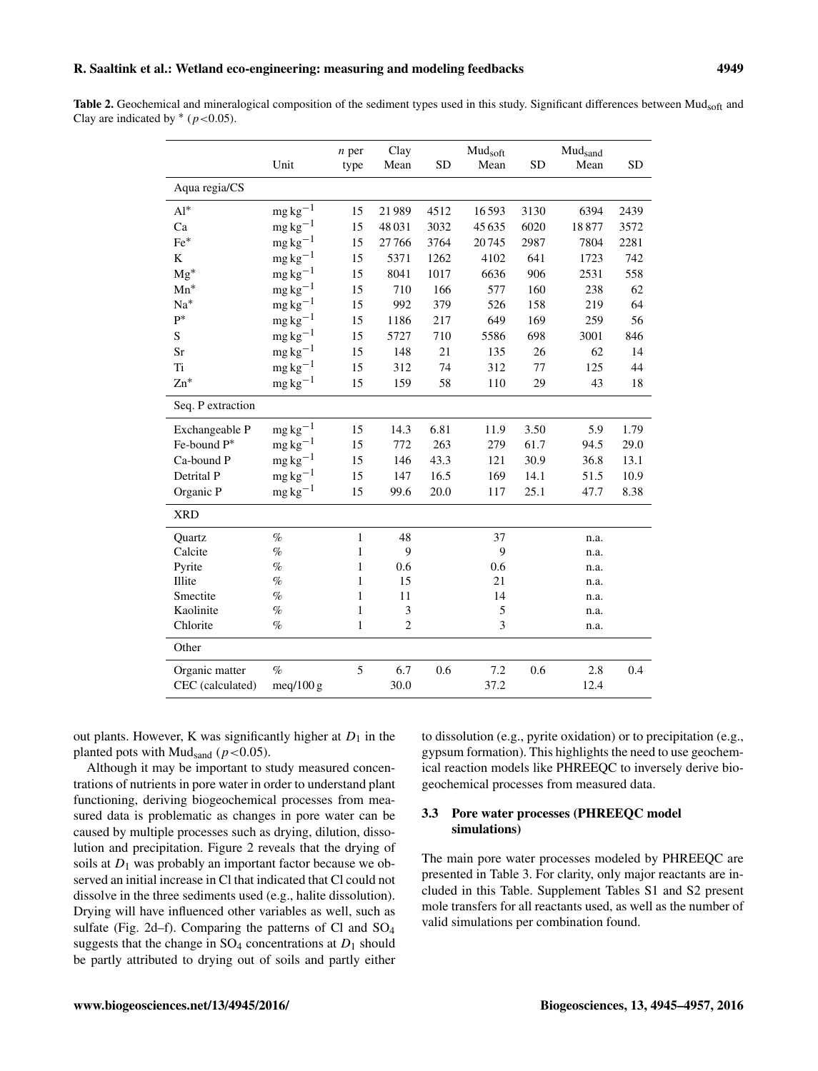**Table 2.** Geochemical and mineralogical composition of the sediment types used in this study. Significant differences between $Mud_{soft}$ and Clay are indicated by * ($p<0.05$).

| | Unit | $n$ per type | Clay Mean | SD | $Mud_{soft}$ Mean | SD | $Mud_{sand}$ Mean | SD |
|---|---|---|---|---|---|---|---|---|
| **Aqua regia/CS** | | | | | | | | |
| Al* | $mg\,kg^{-1}$ | 15 | 21 989 | 4512 | 16 593 | 3130 | 6394 | 2439 |
| Ca | $mg\,kg^{-1}$ | 15 | 48 031 | 3032 | 45 635 | 6020 | 18 877 | 3572 |
| Fe* | $mg\,kg^{-1}$ | 15 | 27 766 | 3764 | 20 745 | 2987 | 7804 | 2281 |
| K | $mg\,kg^{-1}$ | 15 | 5371 | 1262 | 4102 | 641 | 1723 | 742 |
| Mg* | $mg\,kg^{-1}$ | 15 | 8041 | 1017 | 6636 | 906 | 2531 | 558 |
| Mn* | $mg\,kg^{-1}$ | 15 | 710 | 166 | 577 | 160 | 238 | 62 |
| Na* | $mg\,kg^{-1}$ | 15 | 992 | 379 | 526 | 158 | 219 | 64 |
| P* | $mg\,kg^{-1}$ | 15 | 1186 | 217 | 649 | 169 | 259 | 56 |
| S | $mg\,kg^{-1}$ | 15 | 5727 | 710 | 5586 | 698 | 3001 | 846 |
| Sr | $mg\,kg^{-1}$ | 15 | 148 | 21 | 135 | 26 | 62 | 14 |
| Ti | $mg\,kg^{-1}$ | 15 | 312 | 74 | 312 | 77 | 125 | 44 |
| Zn* | $mg\,kg^{-1}$ | 15 | 159 | 58 | 110 | 29 | 43 | 18 |
| **Seq. P extraction** | | | | | | | | |
| Exchangeable P | $mg\,kg^{-1}$ | 15 | 14.3 | 6.81 | 11.9 | 3.50 | 5.9 | 1.79 |
| Fe-bound P* | $mg\,kg^{-1}$ | 15 | 772 | 263 | 279 | 61.7 | 94.5 | 29.0 |
| Ca-bound P | $mg\,kg^{-1}$ | 15 | 146 | 43.3 | 121 | 30.9 | 36.8 | 13.1 |
| Detrital P | $mg\,kg^{-1}$ | 15 | 147 | 16.5 | 169 | 14.1 | 51.5 | 10.9 |
| Organic P | $mg\,kg^{-1}$ | 15 | 99.6 | 20.0 | 117 | 25.1 | 47.7 | 8.38 |
| **XRD** | | | | | | | | |
| Quartz | % | 1 | 48 | | 37 | | n.a. | |
| Calcite | % | 1 | 9 | | 9 | | n.a. | |
| Pyrite | % | 1 | 0.6 | | 0.6 | | n.a. | |
| Illite | % | 1 | 15 | | 21 | | n.a. | |
| Smectite | % | 1 | 11 | | 14 | | n.a. | |
| Kaolinite | % | 1 | 3 | | 5 | | n.a. | |
| Chlorite | % | 1 | 2 | | 3 | | n.a. | |
| **Other** | | | | | | | | |
| Organic matter | % | 5 | 6.7 | 0.6 | 7.2 | 0.6 | 2.8 | 0.4 |
| CEC (calculated) | meq/100 g | | 30.0 | | 37.2 | | 12.4 | |

out plants. However, K was significantly higher at $D_1$ in the planted pots with $Mud_{sand}$ ($p<0.05$).

Although it may be important to study measured concentrations of nutrients in pore water in order to understand plant functioning, deriving biogeochemical processes from measured data is problematic as changes in pore water can be caused by multiple processes such as drying, dilution, dissolution and precipitation. Figure 2 reveals that the drying of soils at $D_1$ was probably an important factor because we observed an initial increase in Cl that indicated that Cl could not dissolve in the three sediments used (e.g., halite dissolution). Drying will have influenced other variables as well, such as sulfate (Fig. 2d–f). Comparing the patterns of Cl and $SO_4$ suggests that the change in $SO_4$ concentrations at $D_1$ should be partly attributed to drying out of soils and partly either to dissolution (e.g., pyrite oxidation) or to precipitation (e.g., gypsum formation). This highlights the need to use geochemical reaction models like PHREEQC to inversely derive biogeochemical processes from measured data.

### 3.3 Pore water processes (PHREEQC model simulations)

The main pore water processes modeled by PHREEQC are presented in Table 3. For clarity, only major reactants are included in this Table. Supplement Tables S1 and S2 present mole transfers for all reactants used, as well as the number of valid simulations per combination found.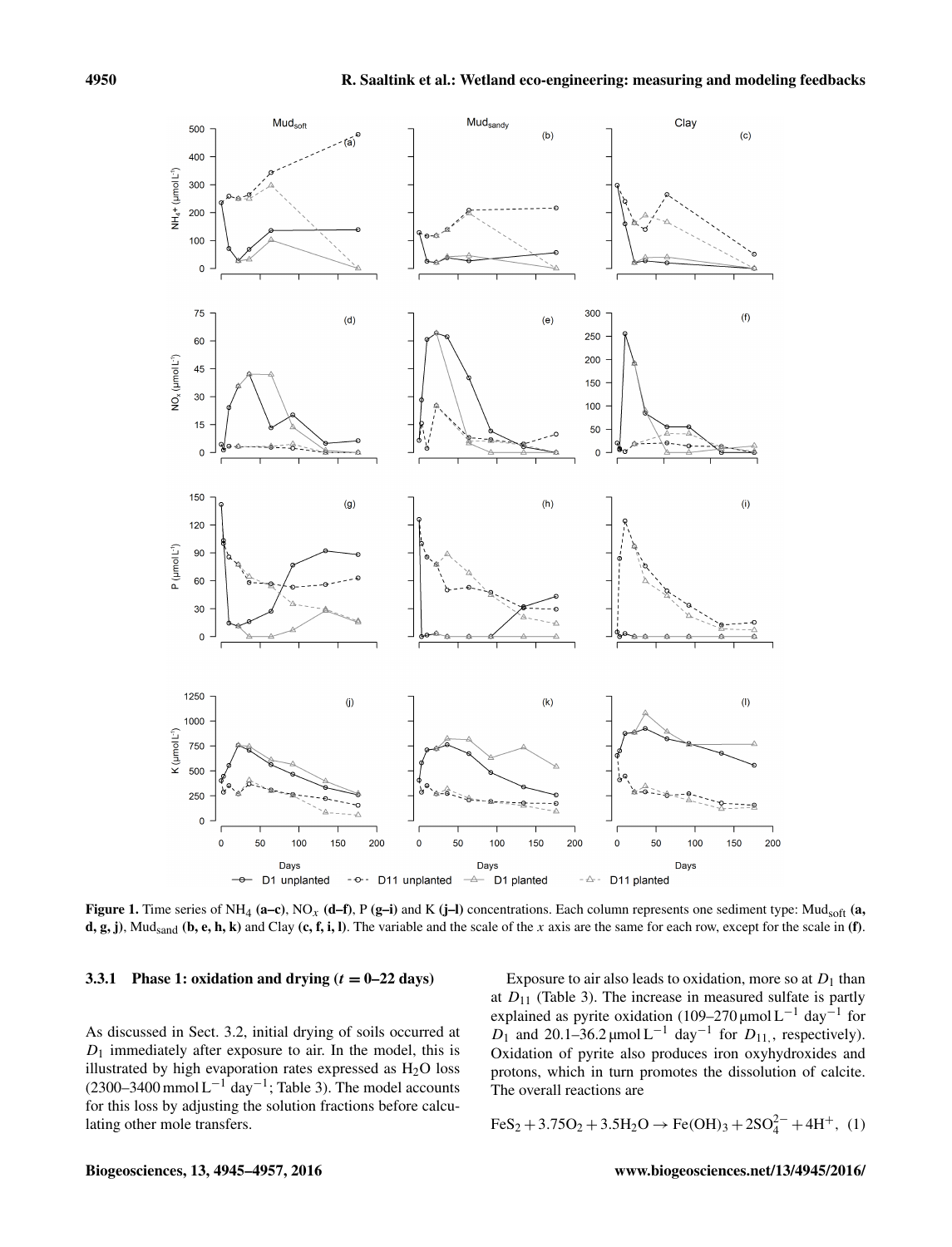**Figure 1.** Time series of $NH_4$ **(a–c)**, $NO_x$ **(d–f)**, P **(g–i)** and K **(j–l)** concentrations. Each column represents one sediment type: $Mud_{soft}$ **(a, d, g, j)**, $Mud_{sand}$ **(b, e, h, k)** and Clay **(c, f, i, l)**. The variable and the scale of the $x$ axis are the same for each row, except for the scale in **(f)**.

#### 3.3.1 Phase 1: oxidation and drying ($t = 0$–22 days)

As discussed in Sect. 3.2, initial drying of soils occurred at $D_1$ immediately after exposure to air. In the model, this is illustrated by high evaporation rates expressed as $H_2O$ loss (2300–3400 $\text{mmol L}^{-1}\ \text{day}^{-1}$; Table 3). The model accounts for this loss by adjusting the solution fractions before calculating other mole transfers.

Exposure to air also leads to oxidation, more so at $D_1$ than at $D_{11}$ (Table 3). The increase in measured sulfate is partly explained as pyrite oxidation (109–270 $\mu\text{mol L}^{-1}\ \text{day}^{-1}$ for $D_1$ and 20.1–36.2 $\mu\text{mol L}^{-1}\ \text{day}^{-1}$ for $D_{11}$, respectively). Oxidation of pyrite also produces iron oxyhydroxides and protons, which in turn promotes the dissolution of calcite. The overall reactions are

$$FeS_2 + 3.75O_2 + 3.5H_2O \rightarrow Fe(OH)_3 + 2SO_4^{2-} + 4H^+, \quad (1)$$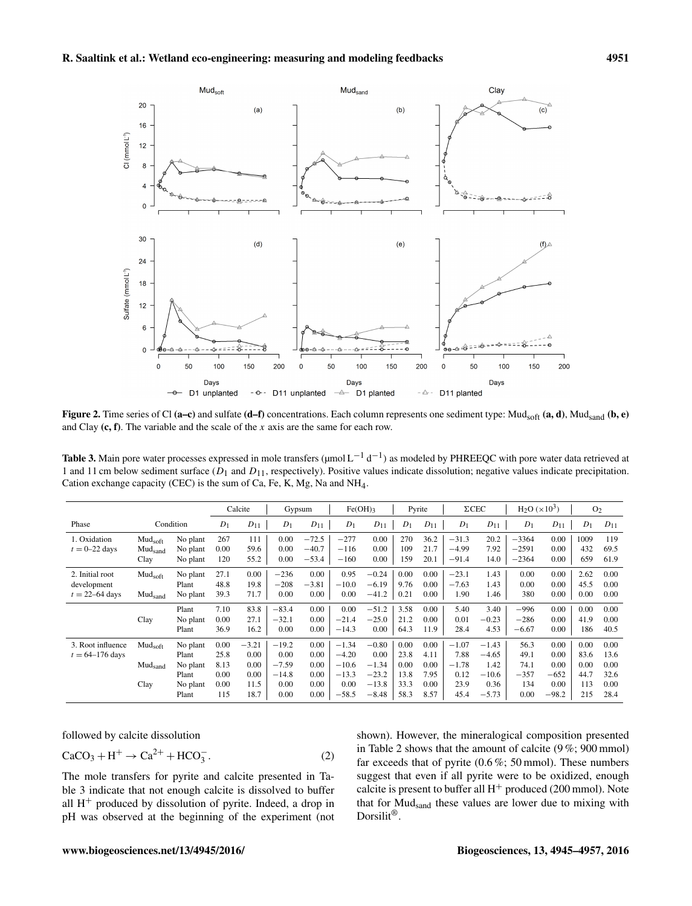**Figure 2.** Time series of Cl **(a–c)** and sulfate **(d–f)** concentrations. Each column represents one sediment type: $Mud_{soft}$ **(a, d)**, $Mud_{sand}$ **(b, e)** and Clay **(c, f)**. The variable and the scale of the $x$ axis are the same for each row.

**Table 3.** Main pore water processes expressed in mole transfers ($\mu mol\,L^{-1}\,d^{-1}$) as modeled by PHREEQC with pore water data retrieved at 1 and 11 cm below sediment surface ($D_1$ and $D_{11}$, respectively). Positive values indicate dissolution; negative values indicate precipitation. Cation exchange capacity (CEC) is the sum of Ca, Fe, K, Mg, Na and $NH_4$.

| Phase | Condition | | Calcite | | Gypsum | | $Fe(OH)_3$ | | Pyrite | | ΣCEC | | $H_2O$ ($\times 10^3$) | | $O_2$ | |
|---|---|---|---|---|---|---|---|---|---|---|---|---|---|---|---|---|
| | | | $D_1$ | $D_{11}$ | $D_1$ | $D_{11}$ | $D_1$ | $D_{11}$ | $D_1$ | $D_{11}$ | $D_1$ | $D_{11}$ | $D_1$ | $D_{11}$ | $D_1$ | $D_{11}$ |
| 1. Oxidation $t = 0$–22 days | $Mud_{soft}$ | No plant | 267 | 111 | 0.00 | −72.5 | −277 | 0.00 | 270 | 36.2 | −31.3 | 20.2 | −3364 | 0.00 | 1009 | 119 |
| | $Mud_{sand}$ | No plant | 0.00 | 59.6 | 0.00 | −40.7 | −116 | 0.00 | 109 | 21.7 | −4.99 | 7.92 | −2591 | 0.00 | 432 | 69.5 |
| | Clay | No plant | 120 | 55.2 | 0.00 | −53.4 | −160 | 0.00 | 159 | 20.1 | −91.4 | 14.0 | −2364 | 0.00 | 659 | 61.9 |
| 2. Initial root development $t = 22$–64 days | $Mud_{soft}$ | No plant | 27.1 | 0.00 | −236 | 0.00 | 0.95 | −0.24 | 0.00 | 0.00 | −23.1 | 1.43 | 0.00 | 0.00 | 2.62 | 0.00 |
| | | Plant | 48.8 | 19.8 | −208 | −3.81 | −10.0 | −6.19 | 9.76 | 0.00 | −7.63 | 1.43 | 0.00 | 0.00 | 45.5 | 0.00 |
| | $Mud_{sand}$ | No plant | 39.3 | 71.7 | 0.00 | 0.00 | 0.00 | −41.2 | 0.21 | 0.00 | 1.90 | 1.46 | 380 | 0.00 | 0.00 | 0.00 |
| | | Plant | 7.10 | 83.8 | −83.4 | 0.00 | 0.00 | −51.2 | 3.58 | 0.00 | 5.40 | 3.40 | −996 | 0.00 | 0.00 | 0.00 |
| | Clay | No plant | 0.00 | 27.1 | −32.1 | 0.00 | −21.4 | −25.0 | 21.2 | 0.00 | 0.01 | −0.23 | −286 | 0.00 | 41.9 | 0.00 |
| | | Plant | 36.9 | 16.2 | 0.00 | 0.00 | −14.3 | 0.00 | 64.3 | 11.9 | 28.4 | 4.53 | −6.67 | 0.00 | 186 | 40.5 |
| 3. Root influence $t = 64$–176 days | $Mud_{soft}$ | No plant | 0.00 | −3.21 | −19.2 | 0.00 | −1.34 | −0.80 | 0.00 | 0.00 | −1.07 | −1.43 | 56.3 | 0.00 | 0.00 | 0.00 |
| | | Plant | 25.8 | 0.00 | 0.00 | 0.00 | −4.20 | 0.00 | 23.8 | 4.11 | 7.88 | −4.65 | 49.1 | 0.00 | 83.6 | 13.6 |
| | $Mud_{sand}$ | No plant | 8.13 | 0.00 | −7.59 | 0.00 | −10.6 | −1.34 | 0.00 | 0.00 | −1.78 | 1.42 | 74.1 | 0.00 | 0.00 | 0.00 |
| | | Plant | 0.00 | 0.00 | −14.8 | 0.00 | −13.3 | −23.2 | 13.8 | 7.95 | 0.12 | −10.6 | −357 | −652 | 44.7 | 32.6 |
| | Clay | No plant | 0.00 | 11.5 | 0.00 | 0.00 | 0.00 | −13.8 | 33.3 | 0.00 | 23.9 | 0.36 | 134 | 0.00 | 113 | 0.00 |
| | | Plant | 115 | 18.7 | 0.00 | 0.00 | −58.5 | −8.48 | 58.3 | 8.57 | 45.4 | −5.73 | 0.00 | −98.2 | 215 | 28.4 |

followed by calcite dissolution

$$CaCO_3 + H^+ \rightarrow Ca^{2+} + HCO_3^-. \quad (2)$$

The mole transfers for pyrite and calcite presented in Table 3 indicate that not enough calcite is dissolved to buffer all $H^+$ produced by dissolution of pyrite. Indeed, a drop in pH was observed at the beginning of the experiment (not shown). However, the mineralogical composition presented in Table 2 shows that the amount of calcite (9 %; 900 mmol) far exceeds that of pyrite (0.6 %; 50 mmol). These numbers suggest that even if all pyrite were to be oxidized, enough calcite is present to buffer all $H^+$ produced (200 mmol). Note that for $Mud_{sand}$ these values are lower due to mixing with Dorsilit®.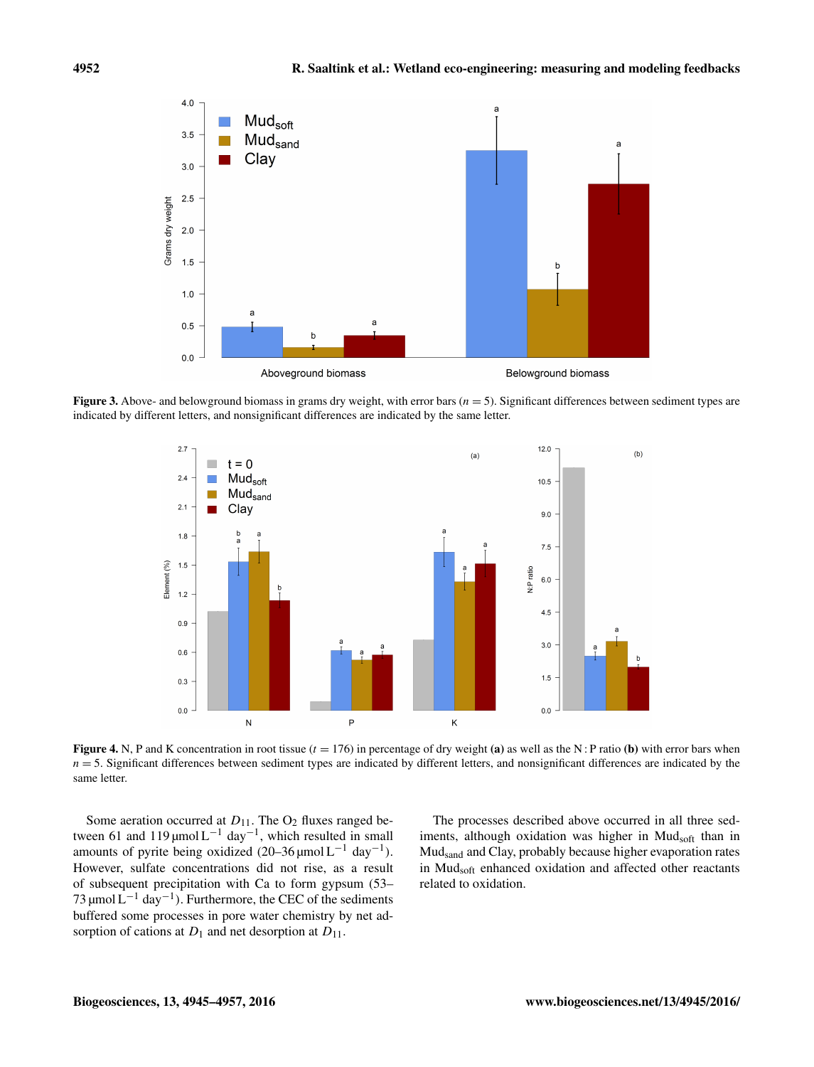**Figure 3.** Above- and belowground biomass in grams dry weight, with error bars ($n = 5$). Significant differences between sediment types are indicated by different letters, and nonsignificant differences are indicated by the same letter.

**Figure 4.** N, P and K concentration in root tissue ($t = 176$) in percentage of dry weight **(a)** as well as the N : P ratio **(b)** with error bars when $n = 5$. Significant differences between sediment types are indicated by different letters, and nonsignificant differences are indicated by the same letter.

Some aeration occurred at $D_{11}$. The $O_2$ fluxes ranged between 61 and 119 $\mu mol\,L^{-1}\,day^{-1}$, which resulted in small amounts of pyrite being oxidized (20–36 $\mu mol\,L^{-1}\,day^{-1}$). However, sulfate concentrations did not rise, as a result of subsequent precipitation with Ca to form gypsum (53–73 $\mu mol\,L^{-1}\,day^{-1}$). Furthermore, the CEC of the sediments buffered some processes in pore water chemistry by net adsorption of cations at $D_1$ and net desorption at $D_{11}$.

The processes described above occurred in all three sediments, although oxidation was higher in $Mud_{soft}$ than in $Mud_{sand}$ and Clay, probably because higher evaporation rates in $Mud_{soft}$ enhanced oxidation and affected other reactants related to oxidation.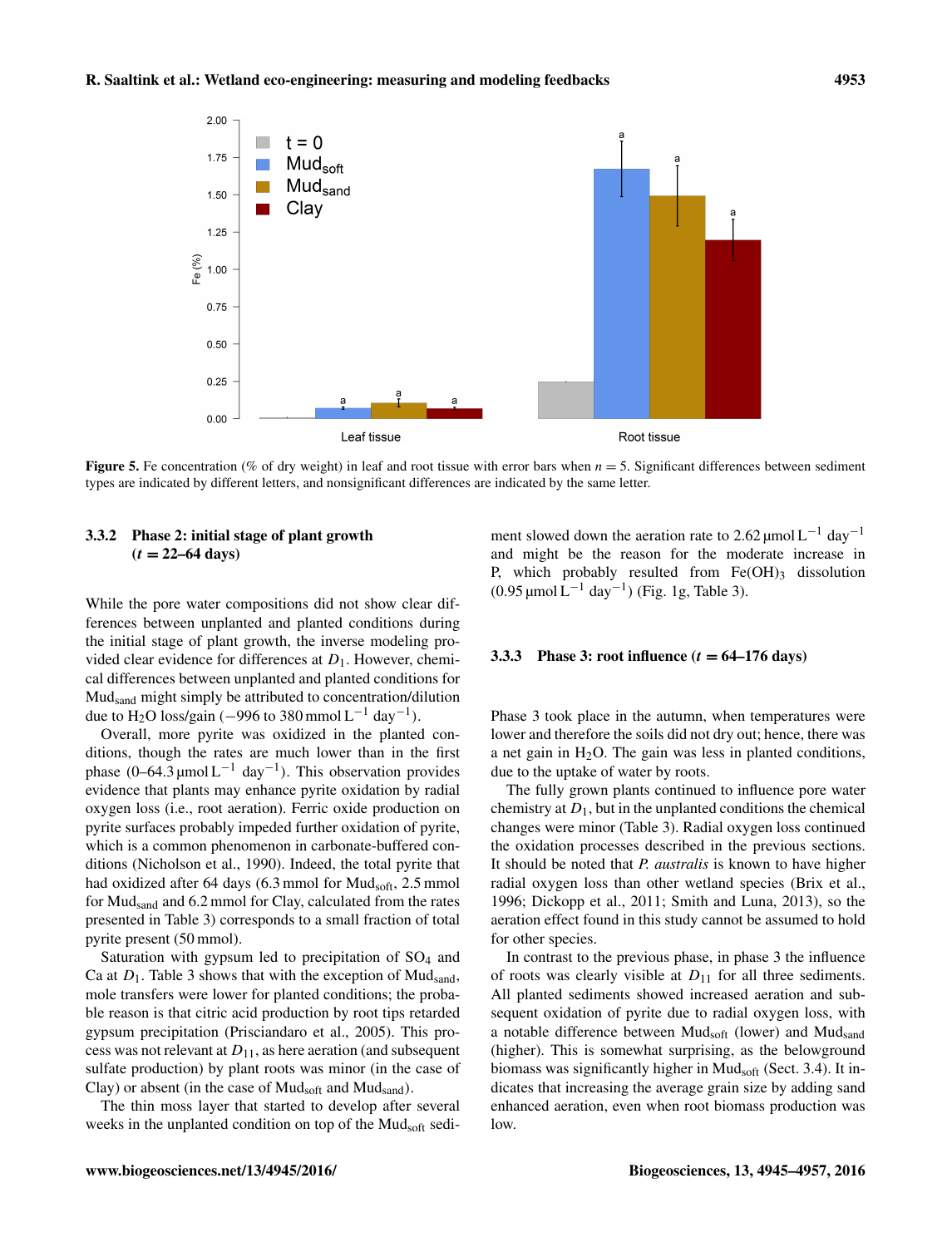**Figure 5.** Fe concentration (% of dry weight) in leaf and root tissue with error bars when $n = 5$. Significant differences between sediment types are indicated by different letters, and nonsignificant differences are indicated by the same letter.

### 3.3.2 Phase 2: initial stage of plant growth ($t = 22$–$64$ days)

While the pore water compositions did not show clear differences between unplanted and planted conditions during the initial stage of plant growth, the inverse modeling provided clear evidence for differences at $D_1$. However, chemical differences between unplanted and planted conditions for $\mathrm{Mud_{sand}}$ might simply be attributed to concentration/dilution due to $H_2O$ loss/gain ($-996$ to $380\,\mathrm{mmol\,L^{-1}\,day^{-1}}$).

Overall, more pyrite was oxidized in the planted conditions, though the rates are much lower than in the first phase ($0$–$64.3\,\mathrm{\mu mol\,L^{-1}\,day^{-1}}$). This observation provides evidence that plants may enhance pyrite oxidation by radial oxygen loss (i.e., root aeration). Ferric oxide production on pyrite surfaces probably impeded further oxidation of pyrite, which is a common phenomenon in carbonate-buffered conditions (Nicholson et al., 1990). Indeed, the total pyrite that had oxidized after 64 days (6.3 mmol for $\mathrm{Mud_{soft}}$, 2.5 mmol for $\mathrm{Mud_{sand}}$ and 6.2 mmol for Clay, calculated from the rates presented in Table 3) corresponds to a small fraction of total pyrite present (50 mmol).

Saturation with gypsum led to precipitation of $SO_4$ and Ca at $D_1$. Table 3 shows that with the exception of $\mathrm{Mud_{sand}}$, mole transfers were lower for planted conditions; the probable reason is that citric acid production by root tips retarded gypsum precipitation (Prisciandaro et al., 2005). This process was not relevant at $D_{11}$, as here aeration (and subsequent sulfate production) by plant roots was minor (in the case of Clay) or absent (in the case of $\mathrm{Mud_{soft}}$ and $\mathrm{Mud_{sand}}$).

The thin moss layer that started to develop after several weeks in the unplanted condition on top of the $\mathrm{Mud_{soft}}$ sediment slowed down the aeration rate to $2.62\,\mathrm{\mu mol\,L^{-1}\,day^{-1}}$ and might be the reason for the moderate increase in P, which probably resulted from $Fe(OH)_3$ dissolution ($0.95\,\mathrm{\mu mol\,L^{-1}\,day^{-1}}$) (Fig. 1g, Table 3).

### 3.3.3 Phase 3: root influence ($t = 64$–$176$ days)

Phase 3 took place in the autumn, when temperatures were lower and therefore the soils did not dry out; hence, there was a net gain in $H_2O$. The gain was less in planted conditions, due to the uptake of water by roots.

The fully grown plants continued to influence pore water chemistry at $D_1$, but in the unplanted conditions the chemical changes were minor (Table 3). Radial oxygen loss continued the oxidation processes described in the previous sections. It should be noted that *P. australis* is known to have higher radial oxygen loss than other wetland species (Brix et al., 1996; Dickopp et al., 2011; Smith and Luna, 2013), so the aeration effect found in this study cannot be assumed to hold for other species.

In contrast to the previous phase, in phase 3 the influence of roots was clearly visible at $D_{11}$ for all three sediments. All planted sediments showed increased aeration and subsequent oxidation of pyrite due to radial oxygen loss, with a notable difference between $\mathrm{Mud_{soft}}$ (lower) and $\mathrm{Mud_{sand}}$ (higher). This is somewhat surprising, as the belowground biomass was significantly higher in $\mathrm{Mud_{soft}}$ (Sect. 3.4). It indicates that increasing the average grain size by adding sand enhanced aeration, even when root biomass production was low.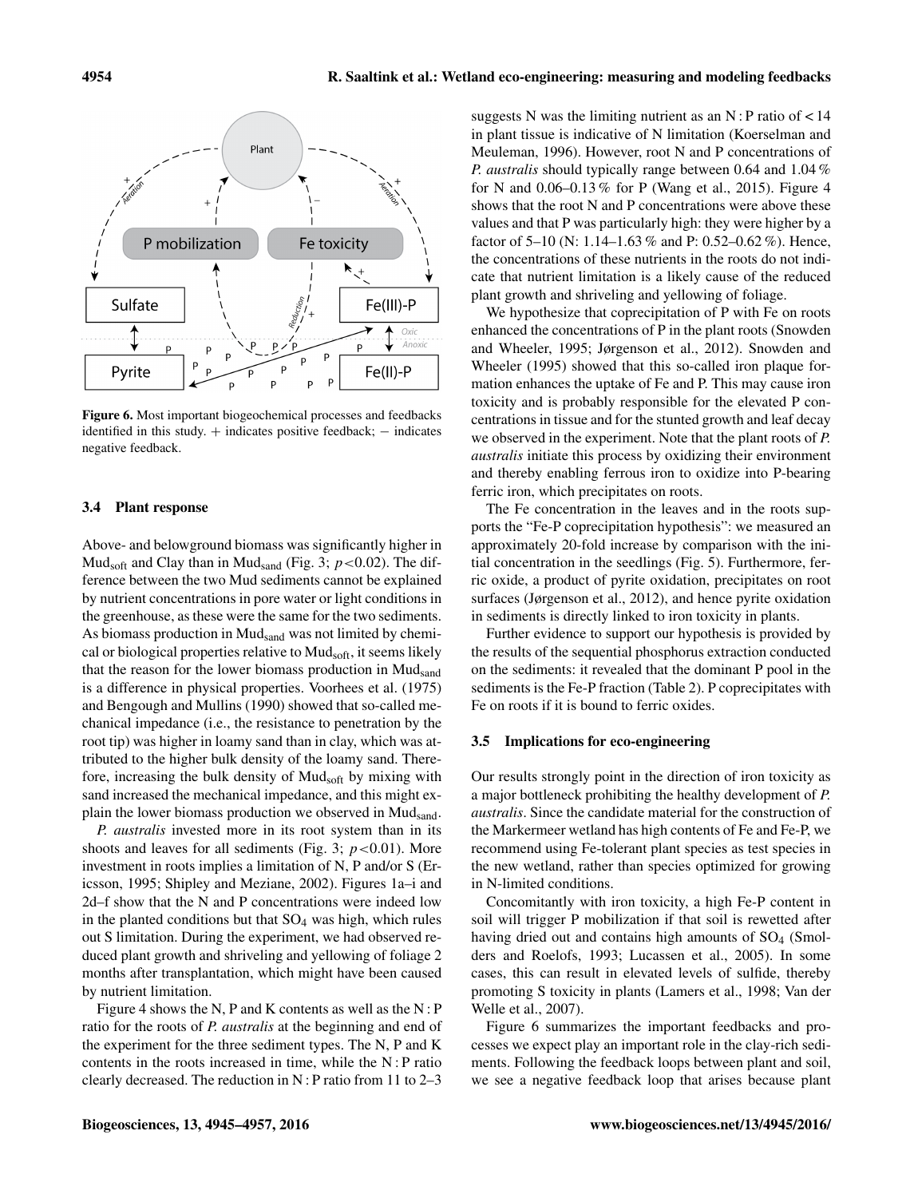**Figure 6.** Most important biogeochemical processes and feedbacks identified in this study. + indicates positive feedback; − indicates negative feedback.

### 3.4 Plant response

Above- and belowground biomass was significantly higher in $Mud_{soft}$ and Clay than in $Mud_{sand}$ (Fig. 3; $p < 0.02$). The difference between the two Mud sediments cannot be explained by nutrient concentrations in pore water or light conditions in the greenhouse, as these were the same for the two sediments. As biomass production in $Mud_{sand}$ was not limited by chemical or biological properties relative to $Mud_{soft}$, it seems likely that the reason for the lower biomass production in $Mud_{sand}$ is a difference in physical properties. Voorhees et al. (1975) and Bengough and Mullins (1990) showed that so-called mechanical impedance (i.e., the resistance to penetration by the root tip) was higher in loamy sand than in clay, which was attributed to the higher bulk density of the loamy sand. Therefore, increasing the bulk density of $Mud_{soft}$ by mixing with sand increased the mechanical impedance, and this might explain the lower biomass production we observed in $Mud_{sand}$.

*P. australis* invested more in its root system than in its shoots and leaves for all sediments (Fig. 3; $p < 0.01$). More investment in roots implies a limitation of N, P and/or S (Ericsson, 1995; Shipley and Meziane, 2002). Figures 1a–i and 2d–f show that the N and P concentrations were indeed low in the planted conditions but that $SO_4$ was high, which rules out S limitation. During the experiment, we had observed reduced plant growth and shriveling and yellowing of foliage 2 months after transplantation, which might have been caused by nutrient limitation.

Figure 4 shows the N, P and K contents as well as the N : P ratio for the roots of *P. australis* at the beginning and end of the experiment for the three sediment types. The N, P and K contents in the roots increased in time, while the N : P ratio clearly decreased. The reduction in N : P ratio from 11 to 2–3 suggests N was the limiting nutrient as an N : P ratio of < 14 in plant tissue is indicative of N limitation (Koerselman and Meuleman, 1996). However, root N and P concentrations of *P. australis* should typically range between 0.64 and 1.04 % for N and 0.06–0.13 % for P (Wang et al., 2015). Figure 4 shows that the root N and P concentrations were above these values and that P was particularly high: they were higher by a factor of 5–10 (N: 1.14–1.63 % and P: 0.52–0.62 %). Hence, the concentrations of these nutrients in the roots do not indicate that nutrient limitation is a likely cause of the reduced plant growth and shriveling and yellowing of foliage.

We hypothesize that coprecipitation of P with Fe on roots enhanced the concentrations of P in the plant roots (Snowden and Wheeler, 1995; Jørgenson et al., 2012). Snowden and Wheeler (1995) showed that this so-called iron plaque formation enhances the uptake of Fe and P. This may cause iron toxicity and is probably responsible for the elevated P concentrations in tissue and for the stunted growth and leaf decay we observed in the experiment. Note that the plant roots of *P. australis* initiate this process by oxidizing their environment and thereby enabling ferrous iron to oxidize into P-bearing ferric iron, which precipitates on roots.

The Fe concentration in the leaves and in the roots supports the "Fe-P coprecipitation hypothesis": we measured an approximately 20-fold increase by comparison with the initial concentration in the seedlings (Fig. 5). Furthermore, ferric oxide, a product of pyrite oxidation, precipitates on root surfaces (Jørgenson et al., 2012), and hence pyrite oxidation in sediments is directly linked to iron toxicity in plants.

Further evidence to support our hypothesis is provided by the results of the sequential phosphorus extraction conducted on the sediments: it revealed that the dominant P pool in the sediments is the Fe-P fraction (Table 2). P coprecipitates with Fe on roots if it is bound to ferric oxides.

### 3.5 Implications for eco-engineering

Our results strongly point in the direction of iron toxicity as a major bottleneck prohibiting the healthy development of *P. australis*. Since the candidate material for the construction of the Markermeer wetland has high contents of Fe and Fe-P, we recommend using Fe-tolerant plant species as test species in the new wetland, rather than species optimized for growing in N-limited conditions.

Concomitantly with iron toxicity, a high Fe-P content in soil will trigger P mobilization if that soil is rewetted after having dried out and contains high amounts of $SO_4$ (Smolders and Roelofs, 1993; Lucassen et al., 2005). In some cases, this can result in elevated levels of sulfide, thereby promoting S toxicity in plants (Lamers et al., 1998; Van der Welle et al., 2007).

Figure 6 summarizes the important feedbacks and processes we expect play an important role in the clay-rich sediments. Following the feedback loops between plant and soil, we see a negative feedback loop that arises because plant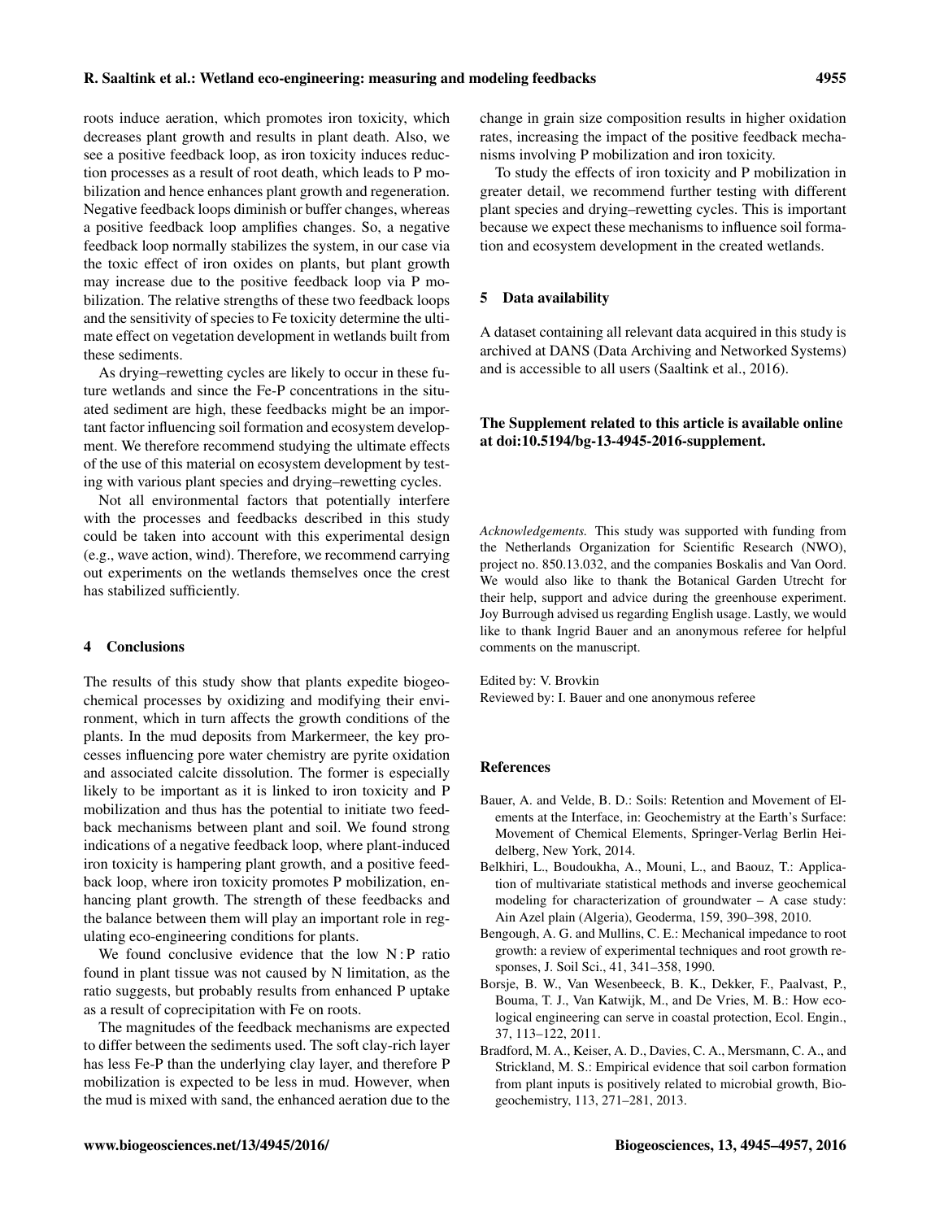roots induce aeration, which promotes iron toxicity, which decreases plant growth and results in plant death. Also, we see a positive feedback loop, as iron toxicity induces reduction processes as a result of root death, which leads to P mobilization and hence enhances plant growth and regeneration. Negative feedback loops diminish or buffer changes, whereas a positive feedback loop amplifies changes. So, a negative feedback loop normally stabilizes the system, in our case via the toxic effect of iron oxides on plants, but plant growth may increase due to the positive feedback loop via P mobilization. The relative strengths of these two feedback loops and the sensitivity of species to Fe toxicity determine the ultimate effect on vegetation development in wetlands built from these sediments.

As drying–rewetting cycles are likely to occur in these future wetlands and since the Fe-P concentrations in the situated sediment are high, these feedbacks might be an important factor influencing soil formation and ecosystem development. We therefore recommend studying the ultimate effects of the use of this material on ecosystem development by testing with various plant species and drying–rewetting cycles.

Not all environmental factors that potentially interfere with the processes and feedbacks described in this study could be taken into account with this experimental design (e.g., wave action, wind). Therefore, we recommend carrying out experiments on the wetlands themselves once the crest has stabilized sufficiently.

## 4 Conclusions

The results of this study show that plants expedite biogeochemical processes by oxidizing and modifying their environment, which in turn affects the growth conditions of the plants. In the mud deposits from Markermeer, the key processes influencing pore water chemistry are pyrite oxidation and associated calcite dissolution. The former is especially likely to be important as it is linked to iron toxicity and P mobilization and thus has the potential to initiate two feedback mechanisms between plant and soil. We found strong indications of a negative feedback loop, where plant-induced iron toxicity is hampering plant growth, and a positive feedback loop, where iron toxicity promotes P mobilization, enhancing plant growth. The strength of these feedbacks and the balance between them will play an important role in regulating eco-engineering conditions for plants.

We found conclusive evidence that the low N : P ratio found in plant tissue was not caused by N limitation, as the ratio suggests, but probably results from enhanced P uptake as a result of coprecipitation with Fe on roots.

The magnitudes of the feedback mechanisms are expected to differ between the sediments used. The soft clay-rich layer has less Fe-P than the underlying clay layer, and therefore P mobilization is expected to be less in mud. However, when the mud is mixed with sand, the enhanced aeration due to the change in grain size composition results in higher oxidation rates, increasing the impact of the positive feedback mechanisms involving P mobilization and iron toxicity.

To study the effects of iron toxicity and P mobilization in greater detail, we recommend further testing with different plant species and drying–rewetting cycles. This is important because we expect these mechanisms to influence soil formation and ecosystem development in the created wetlands.

## 5 Data availability

A dataset containing all relevant data acquired in this study is archived at DANS (Data Archiving and Networked Systems) and is accessible to all users (Saaltink et al., 2016).

**The Supplement related to this article is available online at doi:10.5194/bg-13-4945-2016-supplement.**

*Acknowledgements.* This study was supported with funding from the Netherlands Organization for Scientific Research (NWO), project no. 850.13.032, and the companies Boskalis and Van Oord. We would also like to thank the Botanical Garden Utrecht for their help, support and advice during the greenhouse experiment. Joy Burrough advised us regarding English usage. Lastly, we would like to thank Ingrid Bauer and an anonymous referee for helpful comments on the manuscript.

Edited by: V. Brovkin
Reviewed by: I. Bauer and one anonymous referee

## References

Bauer, A. and Velde, B. D.: Soils: Retention and Movement of Elements at the Interface, in: Geochemistry at the Earth's Surface: Movement of Chemical Elements, Springer-Verlag Berlin Heidelberg, New York, 2014.

Belkhiri, L., Boudoukha, A., Mouni, L., and Baouz, T.: Application of multivariate statistical methods and inverse geochemical modeling for characterization of groundwater – A case study: Ain Azel plain (Algeria), Geoderma, 159, 390–398, 2010.

Bengough, A. G. and Mullins, C. E.: Mechanical impedance to root growth: a review of experimental techniques and root growth responses, J. Soil Sci., 41, 341–358, 1990.

Borsje, B. W., Van Wesenbeeck, B. K., Dekker, F., Paalvast, P., Bouma, T. J., Van Katwijk, M., and De Vries, M. B.: How ecological engineering can serve in coastal protection, Ecol. Engin., 37, 113–122, 2011.

Bradford, M. A., Keiser, A. D., Davies, C. A., Mersmann, C. A., and Strickland, M. S.: Empirical evidence that soil carbon formation from plant inputs is positively related to microbial growth, Biogeochemistry, 113, 271–281, 2013.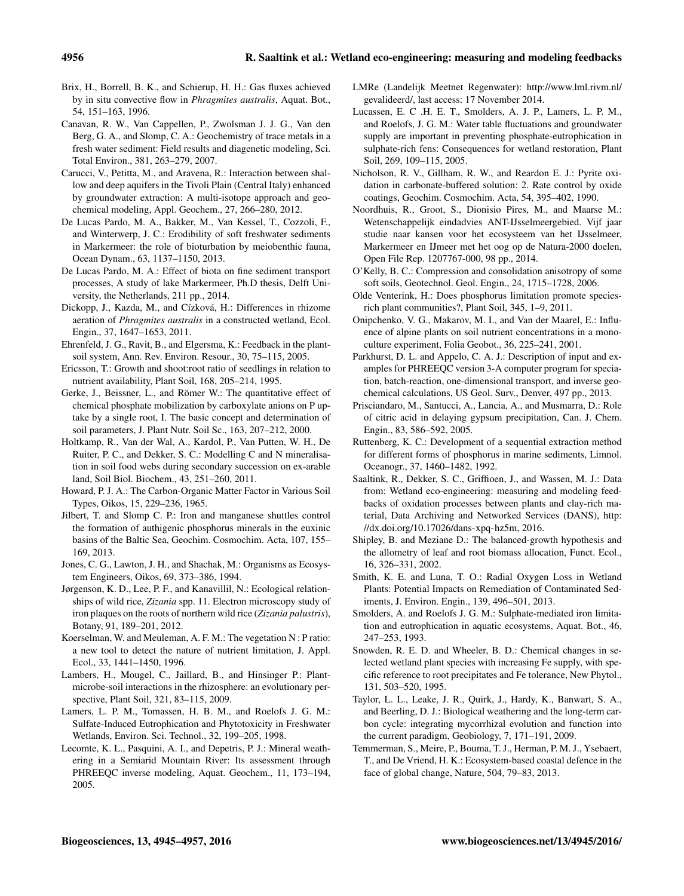Brix, H., Borrell, B. K., and Schierup, H. H.: Gas fluxes achieved by in situ convective flow in *Phragmites australis*, Aquat. Bot., 54, 151–163, 1996.

Canavan, R. W., Van Cappellen, P., Zwolsman J. J. G., Van den Berg, G. A., and Slomp, C. A.: Geochemistry of trace metals in a fresh water sediment: Field results and diagenetic modeling, Sci. Total Environ., 381, 263–279, 2007.

Carucci, V., Petitta, M., and Aravena, R.: Interaction between shallow and deep aquifers in the Tivoli Plain (Central Italy) enhanced by groundwater extraction: A multi-isotope approach and geochemical modeling, Appl. Geochem., 27, 266–280, 2012.

De Lucas Pardo, M. A., Bakker, M., Van Kessel, T., Cozzoli, F., and Winterwerp, J. C.: Erodibility of soft freshwater sediments in Markermeer: the role of bioturbation by meiobenthic fauna, Ocean Dynam., 63, 1137–1150, 2013.

De Lucas Pardo, M. A.: Effect of biota on fine sediment transport processes, A study of lake Markermeer, Ph.D thesis, Delft University, the Netherlands, 211 pp., 2014.

Dickopp, J., Kazda, M., and Círková, H.: Differences in rhizome aeration of *Phragmites australis* in a constructed wetland, Ecol. Engin., 37, 1647–1653, 2011.

Ehrenfeld, J. G., Ravit, B., and Elgersma, K.: Feedback in the plant-soil system, Ann. Rev. Environ. Resour., 30, 75–115, 2005.

Ericsson, T.: Growth and shoot:root ratio of seedlings in relation to nutrient availability, Plant Soil, 168, 205–214, 1995.

Gerke, J., Beissner, L., and Römer W.: The quantitative effect of chemical phosphate mobilization by carboxylate anions on P uptake by a single root, I. The basic concept and determination of soil parameters, J. Plant Nutr. Soil Sc., 163, 207–212, 2000.

Holtkamp, R., Van der Wal, A., Kardol, P., Van Putten, W. H., De Ruiter, P. C., and Dekker, S. C.: Modelling C and N mineralisation in soil food webs during secondary succession on ex-arable land, Soil Biol. Biochem., 43, 251–260, 2011.

Howard, P. J. A.: The Carbon-Organic Matter Factor in Various Soil Types, Oikos, 15, 229–236, 1965.

Jilbert, T. and Slomp C. P.: Iron and manganese shuttles control the formation of authigenic phosphorus minerals in the euxinic basins of the Baltic Sea, Geochim. Cosmochim. Acta, 107, 155–169, 2013.

Jones, C. G., Lawton, J. H., and Shachak, M.: Organisms as Ecosystem Engineers, Oikos, 69, 373–386, 1994.

Jørgenson, K. D., Lee, P. F., and Kanavillil, N.: Ecological relationships of wild rice, *Zizania* spp. 11. Electron microscopy study of iron plaques on the roots of northern wild rice (*Zizania palustris*), Botany, 91, 189–201, 2012.

Koerselman, W. and Meuleman, A. F. M.: The vegetation N : P ratio: a new tool to detect the nature of nutrient limitation, J. Appl. Ecol., 33, 1441–1450, 1996.

Lambers, H., Mougel, C., Jaillard, B., and Hinsinger P.: Plant-microbe-soil interactions in the rhizosphere: an evolutionary perspective, Plant Soil, 321, 83–115, 2009.

Lamers, L. P. M., Tomassen, H. B. M., and Roelofs J. G. M.: Sulfate-Induced Eutrophication and Phytotoxicity in Freshwater Wetlands, Environ. Sci. Technol., 32, 199–205, 1998.

Lecomte, K. L., Pasquini, A. I., and Depetris, P. J.: Mineral weathering in a Semiarid Mountain River: Its assessment through PHREEQC inverse modeling, Aquat. Geochem., 11, 173–194, 2005.

LMRe (Landelijk Meetnet Regenwater): http://www.lml.rivm.nl/gevalideerd/, last access: 17 November 2014.

Lucassen, E. C .H. E. T., Smolders, A. J. P., Lamers, L. P. M., and Roelofs, J. G. M.: Water table fluctuations and groundwater supply are important in preventing phosphate-eutrophication in sulphate-rich fens: Consequences for wetland restoration, Plant Soil, 269, 109–115, 2005.

Nicholson, R. V., Gillham, R. W., and Reardon E. J.: Pyrite oxidation in carbonate-buffered solution: 2. Rate control by oxide coatings, Geochim. Cosmochim. Acta, 54, 395–402, 1990.

Noordhuis, R., Groot, S., Dionisio Pires, M., and Maarse M.: Wetenschappelijk eindadvies ANT-IJsselmeergebied. Vijf jaar studie naar kansen voor het ecosysteem van het IJsselmeer, Markermeer en IJmeer met het oog op de Natura-2000 doelen, Open File Rep. 1207767-000, 98 pp., 2014.

O'Kelly, B. C.: Compression and consolidation anisotropy of some soft soils, Geotechnol. Geol. Engin., 24, 1715–1728, 2006.

Olde Venterink, H.: Does phosphorus limitation promote species-rich plant communities?, Plant Soil, 345, 1–9, 2011.

Onipchenko, V. G., Makarov, M. I., and Van der Maarel, E.: Influence of alpine plants on soil nutrient concentrations in a monoculture experiment, Folia Geobot., 36, 225–241, 2001.

Parkhurst, D. L. and Appelo, C. A. J.: Description of input and examples for PHREEQC version 3-A computer program for speciation, batch-reaction, one-dimensional transport, and inverse geochemical calculations, US Geol. Surv., Denver, 497 pp., 2013.

Prisciandaro, M., Santucci, A., Lancia, A., and Musmarra, D.: Role of citric acid in delaying gypsum precipitation, Can. J. Chem. Engin., 83, 586–592, 2005.

Ruttenberg, K. C.: Development of a sequential extraction method for different forms of phosphorus in marine sediments, Limnol. Oceanogr., 37, 1460–1482, 1992.

Saaltink, R., Dekker, S. C., Griffioen, J., and Wassen, M. J.: Data from: Wetland eco-engineering: measuring and modeling feedbacks of oxidation processes between plants and clay-rich material, Data Archiving and Networked Services (DANS), http://dx.doi.org/10.17026/dans-xpq-hz5m, 2016.

Shipley, B. and Meziane D.: The balanced-growth hypothesis and the allometry of leaf and root biomass allocation, Funct. Ecol., 16, 326–331, 2002.

Smith, K. E. and Luna, T. O.: Radial Oxygen Loss in Wetland Plants: Potential Impacts on Remediation of Contaminated Sediments, J. Environ. Engin., 139, 496–501, 2013.

Smolders, A. and Roelofs J. G. M.: Sulphate-mediated iron limitation and eutrophication in aquatic ecosystems, Aquat. Bot., 46, 247–253, 1993.

Snowden, R. E. D. and Wheeler, B. D.: Chemical changes in selected wetland plant species with increasing Fe supply, with specific reference to root precipitates and Fe tolerance, New Phytol., 131, 503–520, 1995.

Taylor, L. L., Leake, J. R., Quirk, J., Hardy, K., Banwart, S. A., and Beerling, D. J.: Biological weathering and the long-term carbon cycle: integrating mycorrhizal evolution and function into the current paradigm, Geobiology, 7, 171–191, 2009.

Temmerman, S., Meire, P., Bouma, T. J., Herman, P. M. J., Ysebaert, T., and De Vriend, H. K.: Ecosystem-based coastal defence in the face of global change, Nature, 504, 79–83, 2013.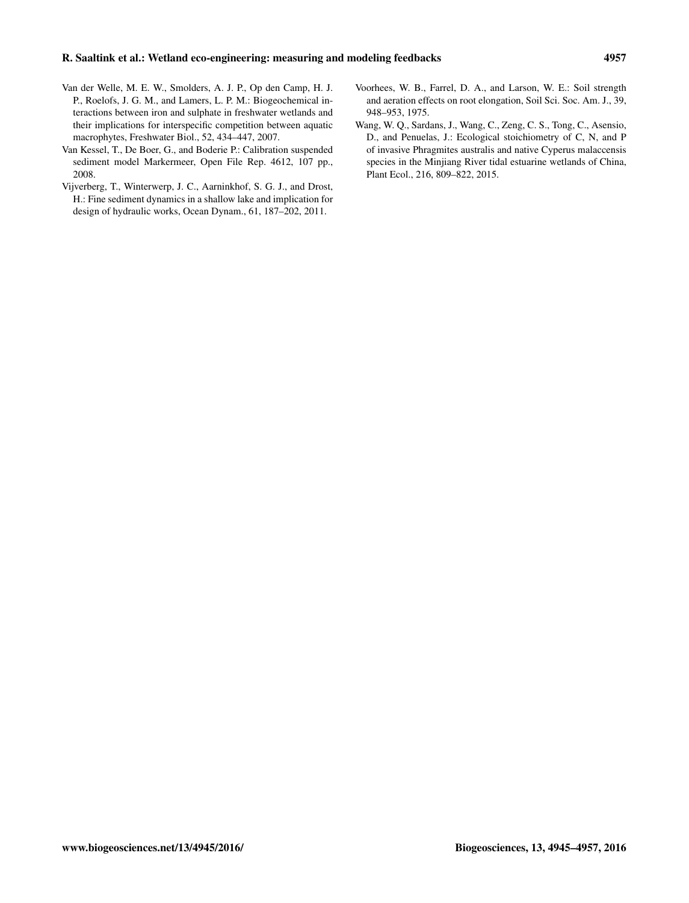Van der Welle, M. E. W., Smolders, A. J. P., Op den Camp, H. J. P., Roelofs, J. G. M., and Lamers, L. P. M.: Biogeochemical interactions between iron and sulphate in freshwater wetlands and their implications for interspecific competition between aquatic macrophytes, Freshwater Biol., 52, 434–447, 2007.

Van Kessel, T., De Boer, G., and Boderie P.: Calibration suspended sediment model Markermeer, Open File Rep. 4612, 107 pp., 2008.

Vijverberg, T., Winterwerp, J. C., Aarninkhof, S. G. J., and Drost, H.: Fine sediment dynamics in a shallow lake and implication for design of hydraulic works, Ocean Dynam., 61, 187–202, 2011.

Voorhees, W. B., Farrel, D. A., and Larson, W. E.: Soil strength and aeration effects on root elongation, Soil Sci. Soc. Am. J., 39, 948–953, 1975.

Wang, W. Q., Sardans, J., Wang, C., Zeng, C. S., Tong, C., Asensio, D., and Penuelas, J.: Ecological stoichiometry of C, N, and P of invasive Phragmites australis and native Cyperus malaccensis species in the Minjiang River tidal estuarine wetlands of China, Plant Ecol., 216, 809–822, 2015.